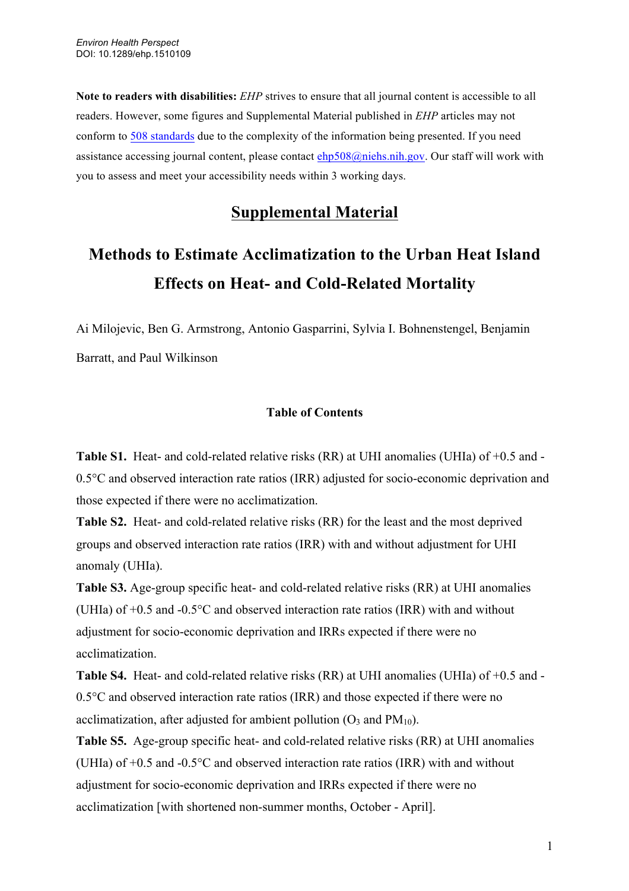*Environ Health Perspect*
DOI: 10.1289/ehp.1510109

**Note to readers with disabilities:** *EHP* strives to ensure that all journal content is accessible to all readers. However, some figures and Supplemental Material published in *EHP* articles may not conform to 508 standards due to the complexity of the information being presented. If you need assistance accessing journal content, please contact ehp508@niehs.nih.gov. Our staff will work with you to assess and meet your accessibility needs within 3 working days.

# Supplemental Material

# Methods to Estimate Acclimatization to the Urban Heat Island Effects on Heat- and Cold-Related Mortality

Ai Milojevic, Ben G. Armstrong, Antonio Gasparrini, Sylvia I. Bohnenstengel, Benjamin Barratt, and Paul Wilkinson

### Table of Contents

**Table S1.** Heat- and cold-related relative risks (RR) at UHI anomalies (UHIa) of +0.5 and -0.5°C and observed interaction rate ratios (IRR) adjusted for socio-economic deprivation and those expected if there were no acclimatization.

**Table S2.** Heat- and cold-related relative risks (RR) for the least and the most deprived groups and observed interaction rate ratios (IRR) with and without adjustment for UHI anomaly (UHIa).

**Table S3.** Age-group specific heat- and cold-related relative risks (RR) at UHI anomalies (UHIa) of +0.5 and -0.5°C and observed interaction rate ratios (IRR) with and without adjustment for socio-economic deprivation and IRRs expected if there were no acclimatization.

**Table S4.** Heat- and cold-related relative risks (RR) at UHI anomalies (UHIa) of +0.5 and -0.5°C and observed interaction rate ratios (IRR) and those expected if there were no acclimatization, after adjusted for ambient pollution ($O_3$ and $PM_{10}$).

**Table S5.** Age-group specific heat- and cold-related relative risks (RR) at UHI anomalies (UHIa) of +0.5 and -0.5°C and observed interaction rate ratios (IRR) with and without adjustment for socio-economic deprivation and IRRs expected if there were no acclimatization [with shortened non-summer months, October - April].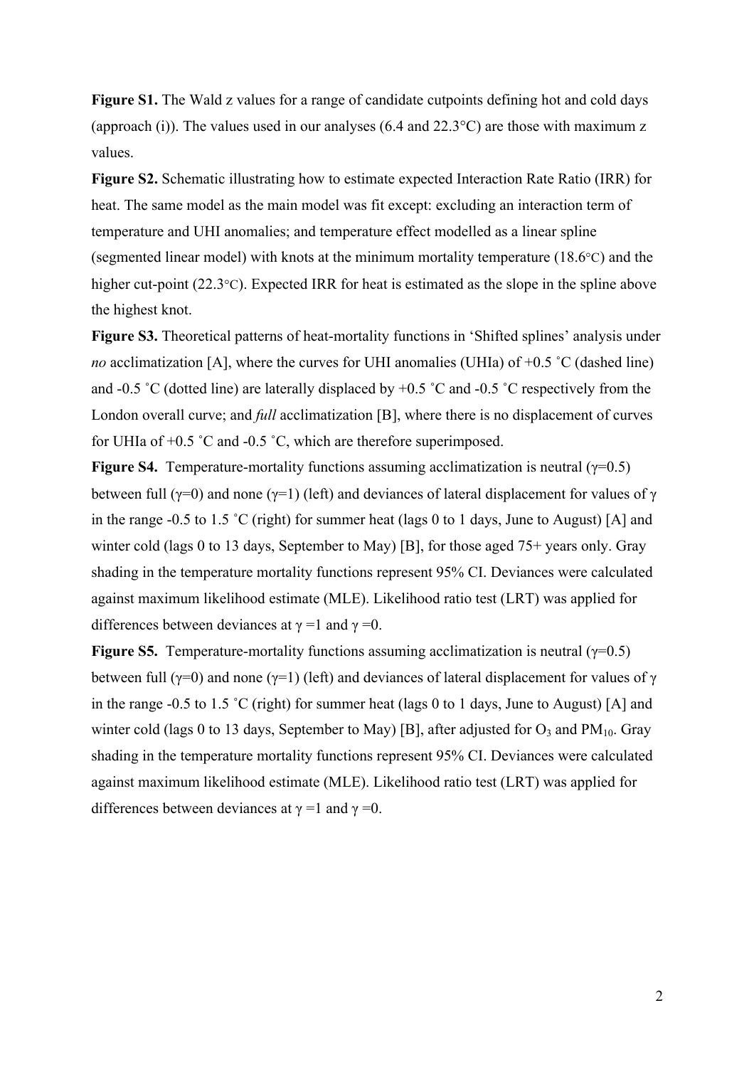**Figure S1.** The Wald z values for a range of candidate cutpoints defining hot and cold days (approach (i)). The values used in our analyses (6.4 and 22.3°C) are those with maximum z values.

**Figure S2.** Schematic illustrating how to estimate expected Interaction Rate Ratio (IRR) for heat. The same model as the main model was fit except: excluding an interaction term of temperature and UHI anomalies; and temperature effect modelled as a linear spline (segmented linear model) with knots at the minimum mortality temperature (18.6°C) and the higher cut-point (22.3°C). Expected IRR for heat is estimated as the slope in the spline above the highest knot.

**Figure S3.** Theoretical patterns of heat-mortality functions in 'Shifted splines' analysis under *no* acclimatization [A], where the curves for UHI anomalies (UHIa) of +0.5 ˚C (dashed line) and -0.5 ˚C (dotted line) are laterally displaced by +0.5 ˚C and -0.5 ˚C respectively from the London overall curve; and *full* acclimatization [B], where there is no displacement of curves for UHIa of +0.5 ˚C and -0.5 ˚C, which are therefore superimposed.

**Figure S4.** Temperature-mortality functions assuming acclimatization is neutral ($\gamma$=0.5) between full ($\gamma$=0) and none ($\gamma$=1) (left) and deviances of lateral displacement for values of $\gamma$ in the range -0.5 to 1.5 ˚C (right) for summer heat (lags 0 to 1 days, June to August) [A] and winter cold (lags 0 to 13 days, September to May) [B], for those aged 75+ years only. Gray shading in the temperature mortality functions represent 95% CI. Deviances were calculated against maximum likelihood estimate (MLE). Likelihood ratio test (LRT) was applied for differences between deviances at $\gamma$ =1 and $\gamma$ =0.

**Figure S5.** Temperature-mortality functions assuming acclimatization is neutral ($\gamma$=0.5) between full ($\gamma$=0) and none ($\gamma$=1) (left) and deviances of lateral displacement for values of $\gamma$ in the range -0.5 to 1.5 ˚C (right) for summer heat (lags 0 to 1 days, June to August) [A] and winter cold (lags 0 to 13 days, September to May) [B], after adjusted for $O_3$ and $PM_{10}$. Gray shading in the temperature mortality functions represent 95% CI. Deviances were calculated against maximum likelihood estimate (MLE). Likelihood ratio test (LRT) was applied for differences between deviances at $\gamma$ =1 and $\gamma$ =0.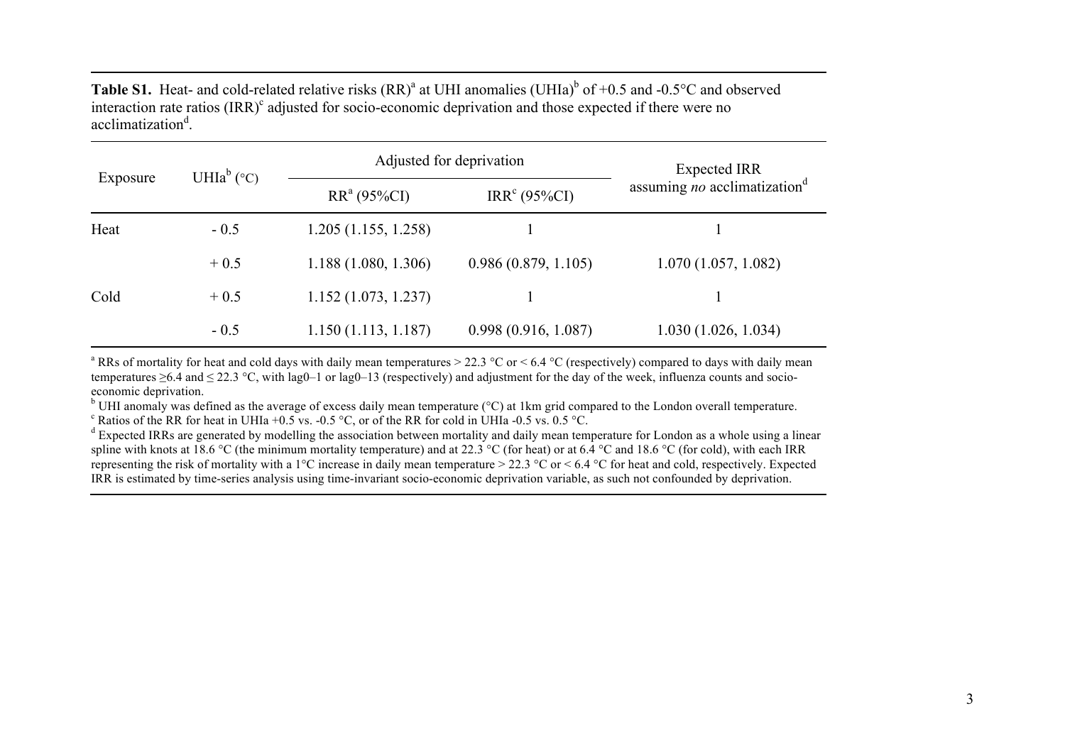**Table S1.** Heat- and cold-related relative risks (RR)[a] at UHI anomalies (UHIa)[b] of +0.5 and -0.5°C and observed interaction rate ratios (IRR)[c] adjusted for socio-economic deprivation and those expected if there were no acclimatization[d].

| Exposure | UHIa[b] (°C) | Adjusted for deprivation | | Expected IRR assuming *no* acclimatization[d] |
|---|---|---|---|---|
| | | RR[a] (95%CI) | IRR[c] (95%CI) | |
| Heat | - 0.5 | 1.205 (1.155, 1.258) | 1 | 1 |
| | + 0.5 | 1.188 (1.080, 1.306) | 0.986 (0.879, 1.105) | 1.070 (1.057, 1.082) |
| Cold | + 0.5 | 1.152 (1.073, 1.237) | 1 | 1 |
| | - 0.5 | 1.150 (1.113, 1.187) | 0.998 (0.916, 1.087) | 1.030 (1.026, 1.034) |

[a] RRs of mortality for heat and cold days with daily mean temperatures > 22.3 °C or < 6.4 °C (respectively) compared to days with daily mean temperatures ≥6.4 and ≤ 22.3 °C, with lag0–1 or lag0–13 (respectively) and adjustment for the day of the week, influenza counts and socio-economic deprivation.

[b] UHI anomaly was defined as the average of excess daily mean temperature (°C) at 1km grid compared to the London overall temperature.

[c] Ratios of the RR for heat in UHIa +0.5 vs. -0.5 °C, or of the RR for cold in UHIa -0.5 vs. 0.5 °C.

[d] Expected IRRs are generated by modelling the association between mortality and daily mean temperature for London as a whole using a linear spline with knots at 18.6 °C (the minimum mortality temperature) and at 22.3 °C (for heat) or at 6.4 °C and 18.6 °C (for cold), with each IRR representing the risk of mortality with a 1°C increase in daily mean temperature > 22.3 °C or < 6.4 °C for heat and cold, respectively. Expected IRR is estimated by time-series analysis using time-invariant socio-economic deprivation variable, as such not confounded by deprivation.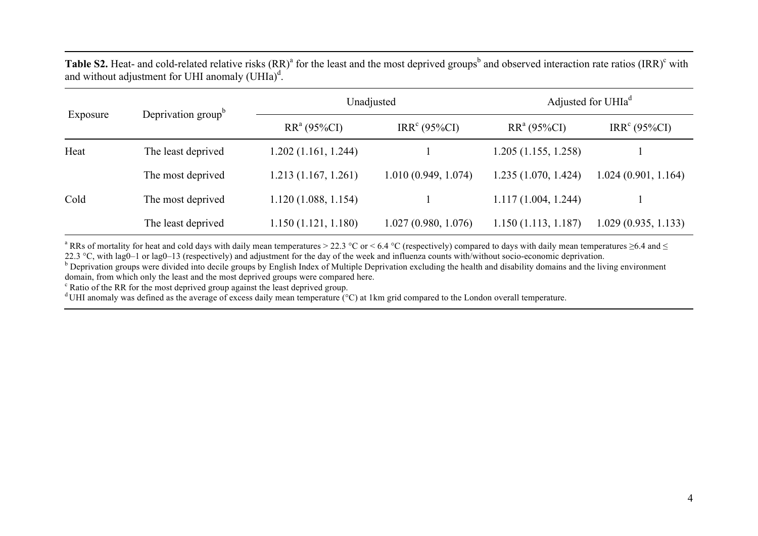**Table S2.** Heat- and cold-related relative risks (RR)[a] for the least and the most deprived groups[b] and observed interaction rate ratios (IRR)[c] with and without adjustment for UHI anomaly (UHIa)[d].

| Exposure | Deprivation group[b] | Unadjusted | | Adjusted for UHIa[d] | |
|---|---|---|---|---|---|
| | | RR[a] (95%CI) | IRR[c] (95%CI) | RR[a] (95%CI) | IRR[c] (95%CI) |
| Heat | The least deprived | 1.202 (1.161, 1.244) | 1 | 1.205 (1.155, 1.258) | 1 |
| | The most deprived | 1.213 (1.167, 1.261) | 1.010 (0.949, 1.074) | 1.235 (1.070, 1.424) | 1.024 (0.901, 1.164) |
| Cold | The most deprived | 1.120 (1.088, 1.154) | 1 | 1.117 (1.004, 1.244) | 1 |
| | The least deprived | 1.150 (1.121, 1.180) | 1.027 (0.980, 1.076) | 1.150 (1.113, 1.187) | 1.029 (0.935, 1.133) |

[a] RRs of mortality for heat and cold days with daily mean temperatures > 22.3 °C or < 6.4 °C (respectively) compared to days with daily mean temperatures ≥6.4 and ≤ 22.3 °C, with lag0–1 or lag0–13 (respectively) and adjustment for the day of the week and influenza counts with/without socio-economic deprivation.
[b] Deprivation groups were divided into decile groups by English Index of Multiple Deprivation excluding the health and disability domains and the living environment domain, from which only the least and the most deprived groups were compared here.
[c] Ratio of the RR for the most deprived group against the least deprived group.
[d] UHI anomaly was defined as the average of excess daily mean temperature (°C) at 1km grid compared to the London overall temperature.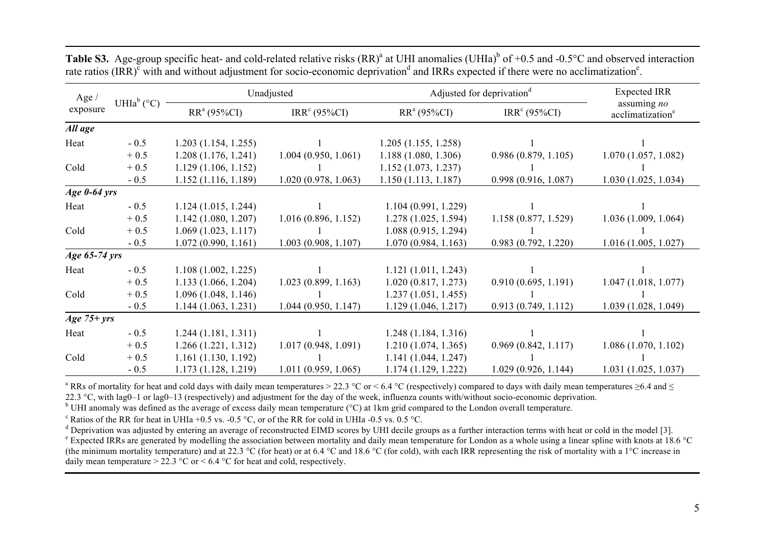**Table S3.** Age-group specific heat- and cold-related relative risks (RR)[a] at UHI anomalies (UHIa)[b] of +0.5 and -0.5°C and observed interaction rate ratios (IRR)[c] with and without adjustment for socio-economic deprivation[d] and IRRs expected if there were no acclimatization[e].

| Age / exposure | UHIa[b] (°C) | Unadjusted | | Adjusted for deprivation[d] | | Expected IRR assuming *no* acclimatization[e] |
|---|---|---|---|---|---|---|
| | | RR[a] (95%CI) | IRR[c] (95%CI) | RR[a] (95%CI) | IRR[c] (95%CI) | |
| ***All age*** | | | | | | |
| Heat | - 0.5 | 1.203 (1.154, 1.255) | 1 | 1.205 (1.155, 1.258) | 1 | 1 |
| | + 0.5 | 1.208 (1.176, 1.241) | 1.004 (0.950, 1.061) | 1.188 (1.080, 1.306) | 0.986 (0.879, 1.105) | 1.070 (1.057, 1.082) |
| Cold | + 0.5 | 1.129 (1.106, 1.152) | 1 | 1.152 (1.073, 1.237) | 1 | 1 |
| | - 0.5 | 1.152 (1.116, 1.189) | 1.020 (0.978, 1.063) | 1.150 (1.113, 1.187) | 0.998 (0.916, 1.087) | 1.030 (1.025, 1.034) |
| ***Age 0-64 yrs*** | | | | | | |
| Heat | - 0.5 | 1.124 (1.015, 1.244) | 1 | 1.104 (0.991, 1.229) | 1 | 1 |
| | + 0.5 | 1.142 (1.080, 1.207) | 1.016 (0.896, 1.152) | 1.278 (1.025, 1.594) | 1.158 (0.877, 1.529) | 1.036 (1.009, 1.064) |
| Cold | + 0.5 | 1.069 (1.023, 1.117) | 1 | 1.088 (0.915, 1.294) | 1 | 1 |
| | - 0.5 | 1.072 (0.990, 1.161) | 1.003 (0.908, 1.107) | 1.070 (0.984, 1.163) | 0.983 (0.792, 1.220) | 1.016 (1.005, 1.027) |
| ***Age 65-74 yrs*** | | | | | | |
| Heat | - 0.5 | 1.108 (1.002, 1.225) | 1 | 1.121 (1.011, 1.243) | 1 | 1 |
| | + 0.5 | 1.133 (1.066, 1.204) | 1.023 (0.899, 1.163) | 1.020 (0.817, 1.273) | 0.910 (0.695, 1.191) | 1.047 (1.018, 1.077) |
| Cold | + 0.5 | 1.096 (1.048, 1.146) | 1 | 1.237 (1.051, 1.455) | 1 | 1 |
| | - 0.5 | 1.144 (1.063, 1.231) | 1.044 (0.950, 1.147) | 1.129 (1.046, 1.217) | 0.913 (0.749, 1.112) | 1.039 (1.028, 1.049) |
| ***Age 75+ yrs*** | | | | | | |
| Heat | - 0.5 | 1.244 (1.181, 1.311) | 1 | 1.248 (1.184, 1.316) | 1 | 1 |
| | + 0.5 | 1.266 (1.221, 1.312) | 1.017 (0.948, 1.091) | 1.210 (1.074, 1.365) | 0.969 (0.842, 1.117) | 1.086 (1.070, 1.102) |
| Cold | + 0.5 | 1.161 (1.130, 1.192) | 1 | 1.141 (1.044, 1.247) | 1 | 1 |
| | - 0.5 | 1.173 (1.128, 1.219) | 1.011 (0.959, 1.065) | 1.174 (1.129, 1.222) | 1.029 (0.926, 1.144) | 1.031 (1.025, 1.037) |

[a] RRs of mortality for heat and cold days with daily mean temperatures > 22.3 °C or < 6.4 °C (respectively) compared to days with daily mean temperatures ≥6.4 and ≤ 22.3 °C, with lag0–1 or lag0–13 (respectively) and adjustment for the day of the week, influenza counts with/without socio-economic deprivation.

[b] UHI anomaly was defined as the average of excess daily mean temperature (°C) at 1km grid compared to the London overall temperature.

[c] Ratios of the RR for heat in UHIa +0.5 vs. -0.5 °C, or of the RR for cold in UHIa -0.5 vs. 0.5 °C.

[d] Deprivation was adjusted by entering an average of reconstructed EIMD scores by UHI decile groups as a further interaction terms with heat or cold in the model [3].

[e] Expected IRRs are generated by modelling the association between mortality and daily mean temperature for London as a whole using a linear spline with knots at 18.6 °C (the minimum mortality temperature) and at 22.3 °C (for heat) or at 6.4 °C and 18.6 °C (for cold), with each IRR representing the risk of mortality with a 1°C increase in daily mean temperature > 22.3 °C or < 6.4 °C for heat and cold, respectively.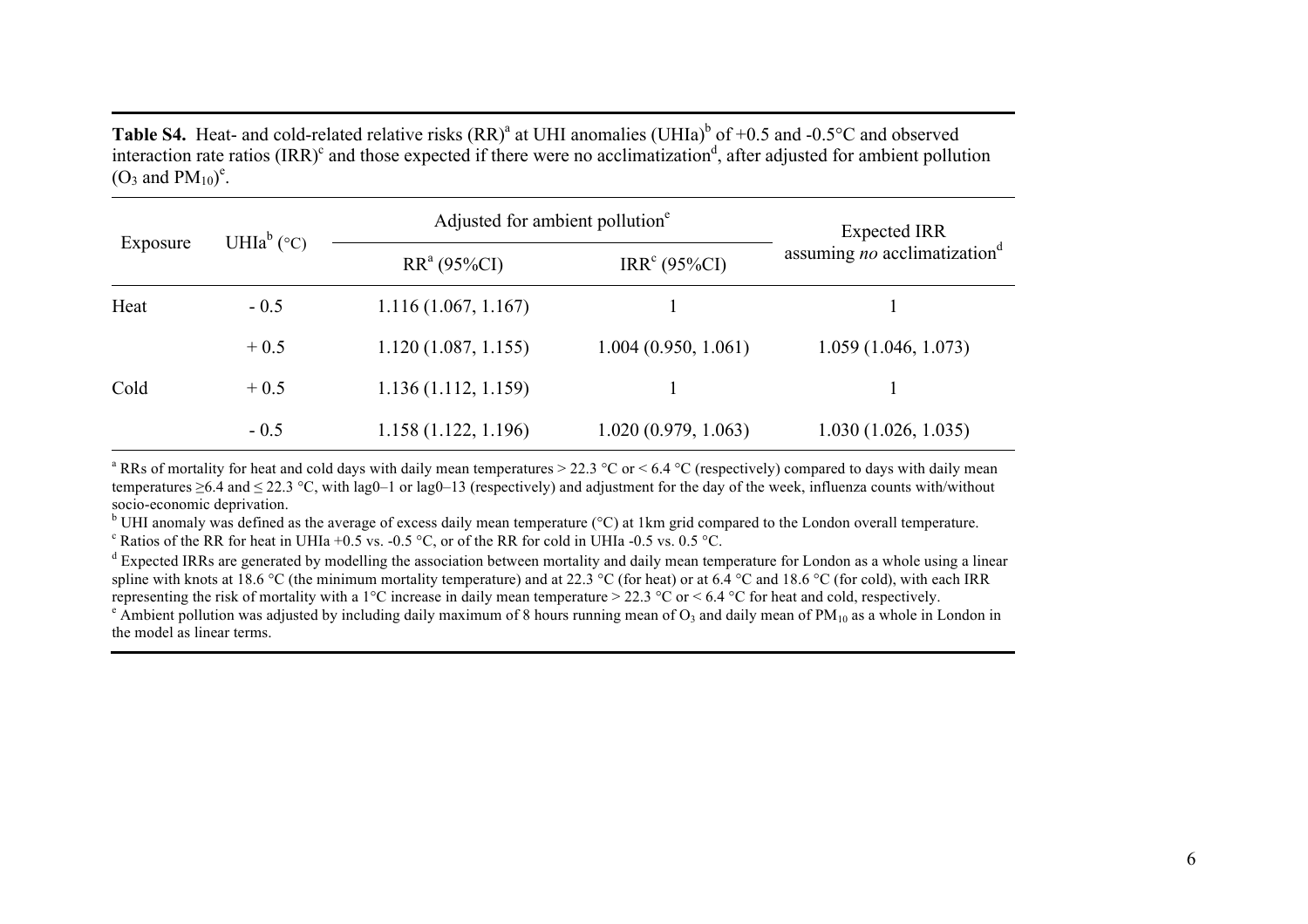**Table S4.** Heat- and cold-related relative risks (RR)[a] at UHI anomalies (UHIa)[b] of +0.5 and -0.5°C and observed interaction rate ratios (IRR)[c] and those expected if there were no acclimatization[d], after adjusted for ambient pollution ($O_3$ and $PM_{10}$)[e].

| Exposure | UHIa[b] (°C) | Adjusted for ambient pollution[e] | | Expected IRR assuming *no* acclimatization[d] |
|---|---|---|---|---|
| | | RR[a] (95%CI) | IRR[c] (95%CI) | |
| Heat | - 0.5 | 1.116 (1.067, 1.167) | 1 | 1 |
| | + 0.5 | 1.120 (1.087, 1.155) | 1.004 (0.950, 1.061) | 1.059 (1.046, 1.073) |
| Cold | + 0.5 | 1.136 (1.112, 1.159) | 1 | 1 |
| | - 0.5 | 1.158 (1.122, 1.196) | 1.020 (0.979, 1.063) | 1.030 (1.026, 1.035) |

[a] RRs of mortality for heat and cold days with daily mean temperatures > 22.3 °C or < 6.4 °C (respectively) compared to days with daily mean temperatures ≥6.4 and ≤ 22.3 °C, with lag0–1 or lag0–13 (respectively) and adjustment for the day of the week, influenza counts with/without socio-economic deprivation.

[b] UHI anomaly was defined as the average of excess daily mean temperature (°C) at 1km grid compared to the London overall temperature.

[c] Ratios of the RR for heat in UHIa +0.5 vs. -0.5 °C, or of the RR for cold in UHIa -0.5 vs. 0.5 °C.

[d] Expected IRRs are generated by modelling the association between mortality and daily mean temperature for London as a whole using a linear spline with knots at 18.6 °C (the minimum mortality temperature) and at 22.3 °C (for heat) or at 6.4 °C and 18.6 °C (for cold), with each IRR representing the risk of mortality with a 1°C increase in daily mean temperature > 22.3 °C or < 6.4 °C for heat and cold, respectively.

[e] Ambient pollution was adjusted by including daily maximum of 8 hours running mean of $O_3$ and daily mean of $PM_{10}$ as a whole in London in the model as linear terms.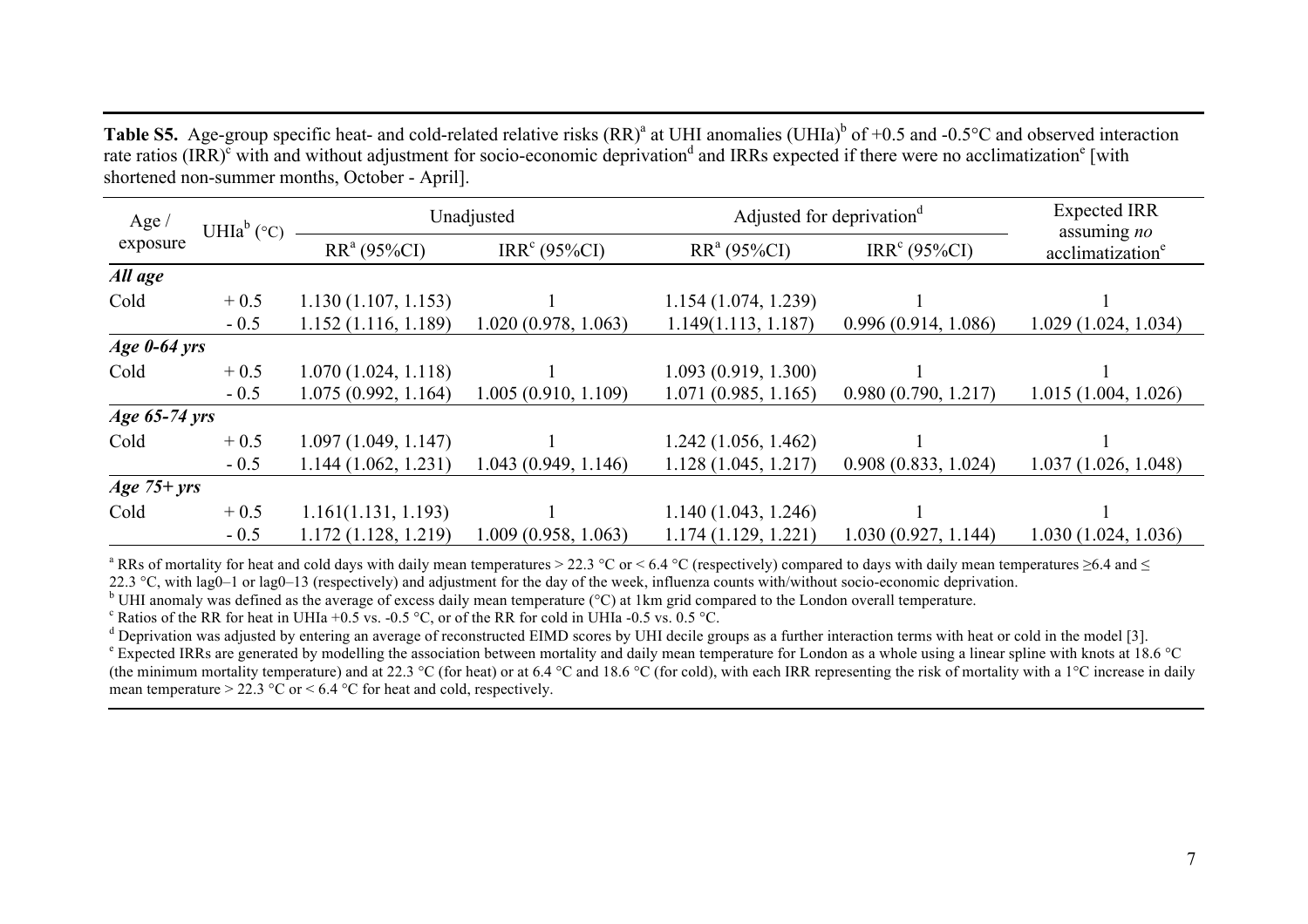**Table S5.** Age-group specific heat- and cold-related relative risks (RR)[a] at UHI anomalies (UHIa)[b] of +0.5 and -0.5°C and observed interaction rate ratios (IRR)[c] with and without adjustment for socio-economic deprivation[d] and IRRs expected if there were no acclimatization[e] [with shortened non-summer months, October - April].

| Age / exposure | UHIa[b] (°C) | Unadjusted | | Adjusted for deprivation[d] | | Expected IRR assuming *no* acclimatization[e] |
|---|---|---|---|---|---|---|
| | | RR[a] (95%CI) | IRR[c] (95%CI) | RR[a] (95%CI) | IRR[c] (95%CI) | |
| ***All age*** | | | | | | |
| Cold | + 0.5 | 1.130 (1.107, 1.153) | 1 | 1.154 (1.074, 1.239) | 1 | 1 |
| | - 0.5 | 1.152 (1.116, 1.189) | 1.020 (0.978, 1.063) | 1.149(1.113, 1.187) | 0.996 (0.914, 1.086) | 1.029 (1.024, 1.034) |
| ***Age 0-64 yrs*** | | | | | | |
| Cold | + 0.5 | 1.070 (1.024, 1.118) | 1 | 1.093 (0.919, 1.300) | 1 | 1 |
| | - 0.5 | 1.075 (0.992, 1.164) | 1.005 (0.910, 1.109) | 1.071 (0.985, 1.165) | 0.980 (0.790, 1.217) | 1.015 (1.004, 1.026) |
| ***Age 65-74 yrs*** | | | | | | |
| Cold | + 0.5 | 1.097 (1.049, 1.147) | 1 | 1.242 (1.056, 1.462) | 1 | 1 |
| | - 0.5 | 1.144 (1.062, 1.231) | 1.043 (0.949, 1.146) | 1.128 (1.045, 1.217) | 0.908 (0.833, 1.024) | 1.037 (1.026, 1.048) |
| ***Age 75+ yrs*** | | | | | | |
| Cold | + 0.5 | 1.161(1.131, 1.193) | 1 | 1.140 (1.043, 1.246) | 1 | 1 |
| | - 0.5 | 1.172 (1.128, 1.219) | 1.009 (0.958, 1.063) | 1.174 (1.129, 1.221) | 1.030 (0.927, 1.144) | 1.030 (1.024, 1.036) |

[a] RRs of mortality for heat and cold days with daily mean temperatures > 22.3 °C or < 6.4 °C (respectively) compared to days with daily mean temperatures ≥6.4 and ≤ 22.3 °C, with lag0–1 or lag0–13 (respectively) and adjustment for the day of the week, influenza counts with/without socio-economic deprivation.

[b] UHI anomaly was defined as the average of excess daily mean temperature (°C) at 1km grid compared to the London overall temperature.

[c] Ratios of the RR for heat in UHIa +0.5 vs. -0.5 °C, or of the RR for cold in UHIa -0.5 vs. 0.5 °C.

[d] Deprivation was adjusted by entering an average of reconstructed EIMD scores by UHI decile groups as a further interaction terms with heat or cold in the model [3].

[e] Expected IRRs are generated by modelling the association between mortality and daily mean temperature for London as a whole using a linear spline with knots at 18.6 °C (the minimum mortality temperature) and at 22.3 °C (for heat) or at 6.4 °C and 18.6 °C (for cold), with each IRR representing the risk of mortality with a 1°C increase in daily mean temperature > 22.3 °C or < 6.4 °C for heat and cold, respectively.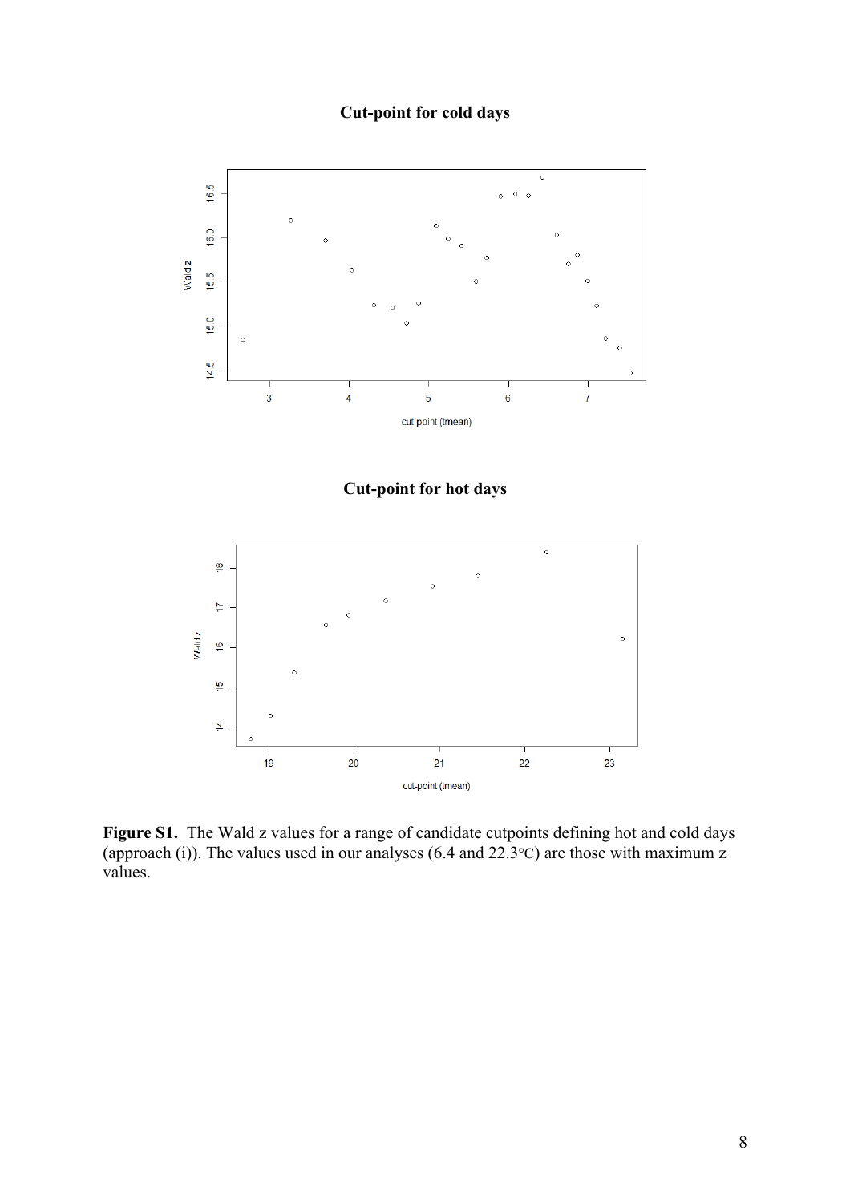**Cut-point for cold days**

**Cut-point for hot days**

**Figure S1.** The Wald z values for a range of candidate cutpoints defining hot and cold days (approach (i)). The values used in our analyses (6.4 and 22.3°C) are those with maximum z values.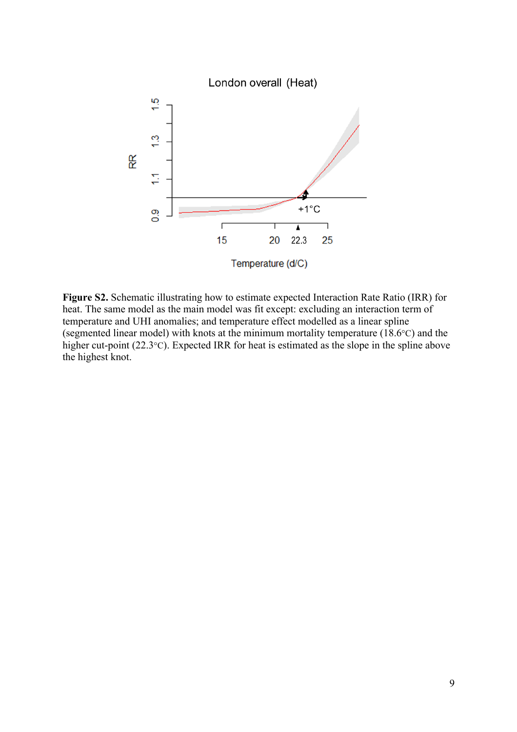**Figure S2.** Schematic illustrating how to estimate expected Interaction Rate Ratio (IRR) for heat. The same model as the main model was fit except: excluding an interaction term of temperature and UHI anomalies; and temperature effect modelled as a linear spline (segmented linear model) with knots at the minimum mortality temperature (18.6°C) and the higher cut-point (22.3°C). Expected IRR for heat is estimated as the slope in the spline above the highest knot.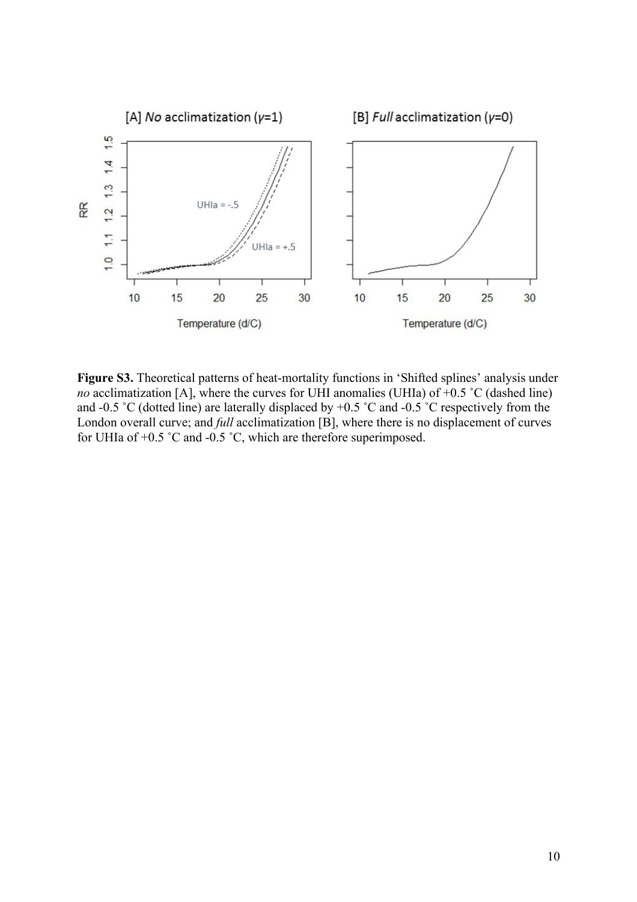**Figure S3.** Theoretical patterns of heat-mortality functions in 'Shifted splines' analysis under *no* acclimatization [A], where the curves for UHI anomalies (UHIa) of +0.5 ˚C (dashed line) and -0.5 ˚C (dotted line) are laterally displaced by +0.5 ˚C and -0.5 ˚C respectively from the London overall curve; and *full* acclimatization [B], where there is no displacement of curves for UHIa of +0.5 ˚C and -0.5 ˚C, which are therefore superimposed.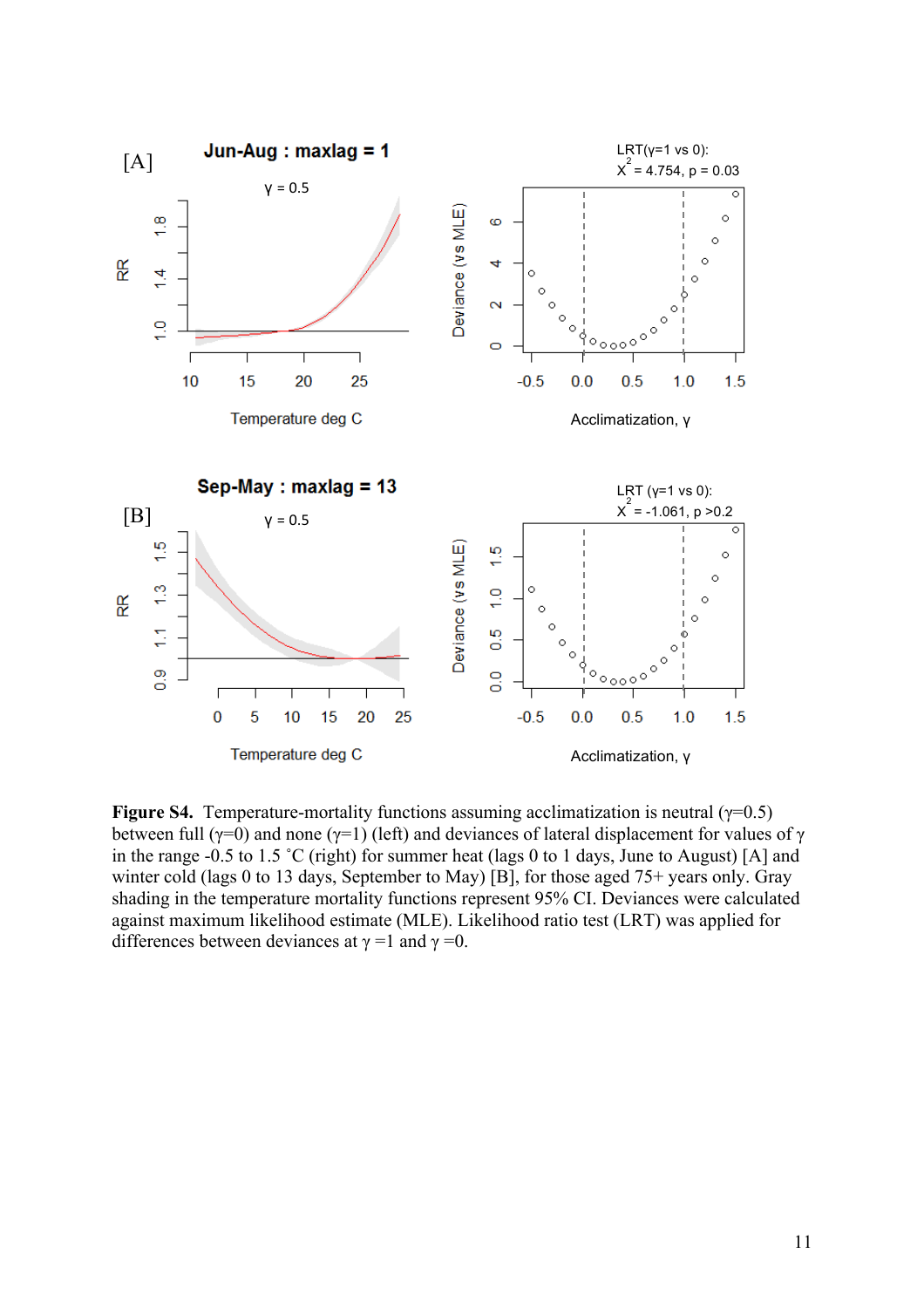**Figure S4.** Temperature-mortality functions assuming acclimatization is neutral (γ=0.5) between full (γ=0) and none (γ=1) (left) and deviances of lateral displacement for values of γ in the range -0.5 to 1.5 ˚C (right) for summer heat (lags 0 to 1 days, June to August) [A] and winter cold (lags 0 to 13 days, September to May) [B], for those aged 75+ years only. Gray shading in the temperature mortality functions represent 95% CI. Deviances were calculated against maximum likelihood estimate (MLE). Likelihood ratio test (LRT) was applied for differences between deviances at γ =1 and γ =0.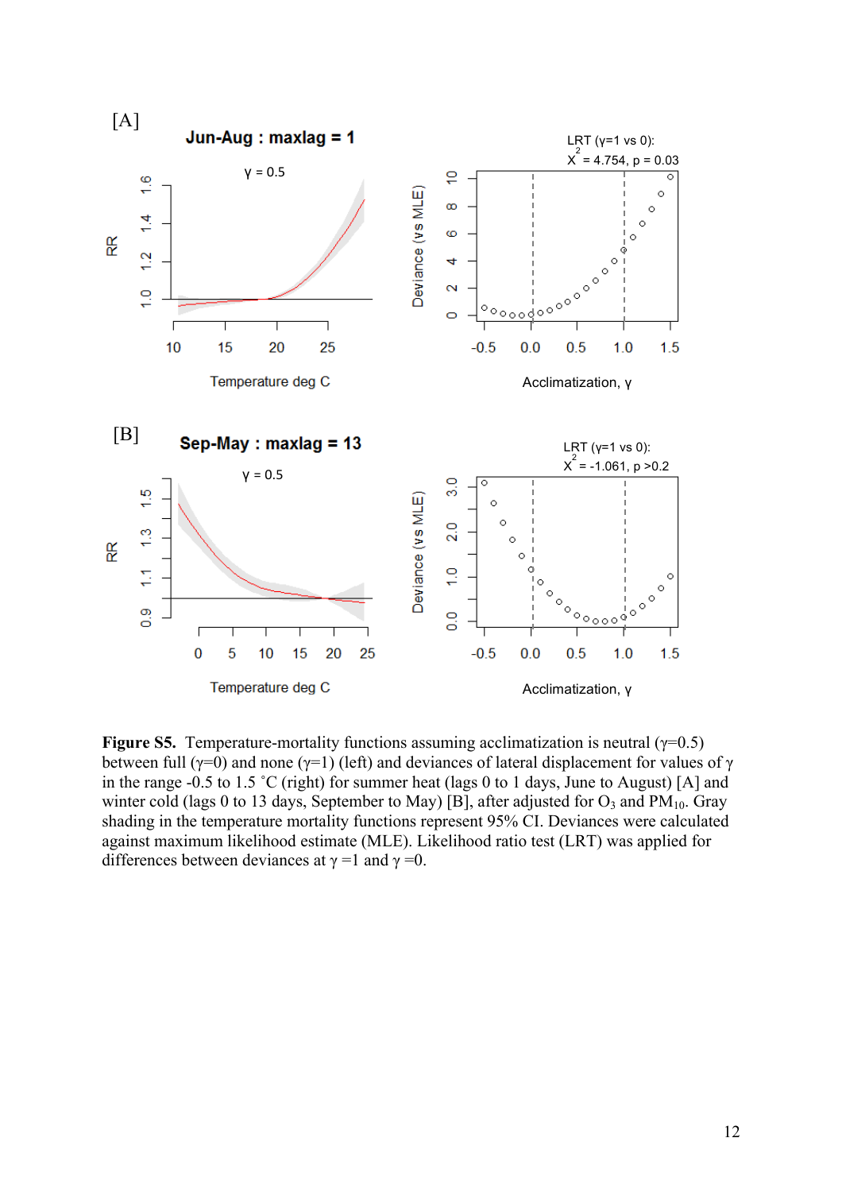[A]

**Jun-Aug : maxlag = 1**

γ = 0.5

RR

1.0
1.2
1.4
1.6

10
15
20
25

Temperature deg C

LRT (γ=1 vs 0):
$X^2$ = 4.754, p = 0.03

Deviance (vs MLE)

0
2
4
6
8
10

-0.5
0.0
0.5
1.0
1.5

Acclimatization, γ

[B]

**Sep-May : maxlag = 13**

γ = 0.5

RR

0.9
1.1
1.3
1.5

0
5
10
15
20
25

Temperature deg C

LRT (γ=1 vs 0):
$X^2$ = -1.061, p >0.2

Deviance (vs MLE)

0.0
1.0
2.0
3.0

-0.5
0.0
0.5
1.0
1.5

Acclimatization, γ

**Figure S5.** Temperature-mortality functions assuming acclimatization is neutral (γ=0.5) between full (γ=0) and none (γ=1) (left) and deviances of lateral displacement for values of γ in the range -0.5 to 1.5 ˚C (right) for summer heat (lags 0 to 1 days, June to August) [A] and winter cold (lags 0 to 13 days, September to May) [B], after adjusted for $O_3$ and $PM_{10}$. Gray shading in the temperature mortality functions represent 95% CI. Deviances were calculated against maximum likelihood estimate (MLE). Likelihood ratio test (LRT) was applied for differences between deviances at γ =1 and γ =0.